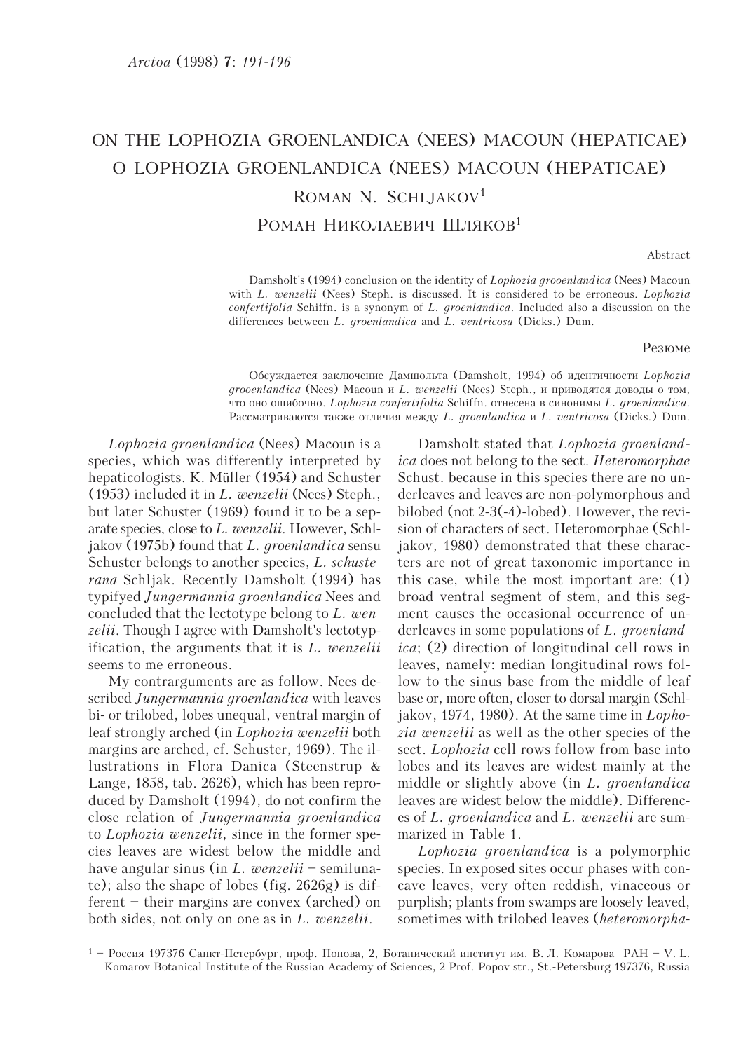# ON THE LOPHOZIA GROENLANDICA (NEES) MACOUN (HEPATICAE)

# О LOPHOZIA GROENLANDICA (NEES) MACOUN (HEPATICAE)

## ROMAN N. SCHLJAKOV[1]

## РОМАН НИКОЛАЕВИЧ ШЛЯКОВ[1]

Abstract

Damsholt's (1994) conclusion on the identity of *Lophozia grooenlandica* (Nees) Macoun with *L. wenzelii* (Nees) Steph. is discussed. It is considered to be erroneous. *Lophozia confertifolia* Schiffn. is a synonym of *L. groenlandica*. Included also a discussion on the differences between *L. groenlandica* and *L. ventricosa* (Dicks.) Dum.

Резюме

Обсуждается заключение Дамшольта (Damsholt, 1994) об идентичности *Lophozia grooenlandica* (Nees) Macoun и *L. wenzelii* (Nees) Steph., и приводятся доводы о том, что оно ошибочно. *Lophozia confertifolia* Schiffn. отнесена в синонимы *L. groenlandica*. Рассматриваются также отличия между *L. groenlandica* и *L. ventricosa* (Dicks.) Dum.

*Lophozia groenlandica* (Nees) Macoun is a species, which was differently interpreted by hepaticologists. K. Müller (1954) and Schuster (1953) included it in *L. wenzelii* (Nees) Steph., but later Schuster (1969) found it to be a separate species, close to *L. wenzelii*. However, Schljakov (1975b) found that *L. groenlandica* sensu Schuster belongs to another species, *L. schusterana* Schljak. Recently Damsholt (1994) has typifyed *Jungermannia groenlandica* Nees and concluded that the lectotype belong to *L. wenzelii*. Though I agree with Damsholt's lectotypification, the arguments that it is *L. wenzelii* seems to me erroneous.

My contrarguments are as follow. Nees described *Jungermannia groenlandica* with leaves bi- or trilobed, lobes unequal, ventral margin of leaf strongly arched (in *Lophozia wenzelii* both margins are arched, cf. Schuster, 1969). The illustrations in Flora Danica (Steenstrup & Lange, 1858, tab. 2626), which has been reproduced by Damsholt (1994), do not confirm the close relation of *Jungermannia groenlandica* to *Lophozia wenzelii*, since in the former species leaves are widest below the middle and have angular sinus (in *L. wenzelii* – semilunate); also the shape of lobes (fig. 2626g) is different – their margins are convex (arched) on both sides, not only on one as in *L. wenzelii*.

Damsholt stated that *Lophozia groenlandica* does not belong to the sect. *Heteromorphae* Schust. because in this species there are no underleaves and leaves are non-polymorphous and bilobed (not 2-3(-4)-lobed). However, the revision of characters of sect. Heteromorphae (Schljakov, 1980) demonstrated that these characters are not of great taxonomic importance in this case, while the most important are: (1) broad ventral segment of stem, and this segment causes the occasional occurrence of underleaves in some populations of *L. groenlandica*; (2) direction of longitudinal cell rows in leaves, namely: median longitudinal rows follow to the sinus base from the middle of leaf base or, more often, closer to dorsal margin (Schljakov, 1974, 1980). At the same time in *Lophozia wenzelii* as well as the other species of the sect. *Lophozia* cell rows follow from base into lobes and its leaves are widest mainly at the middle or slightly above (in *L. groenlandica* leaves are widest below the middle). Differences of *L. groenlandica* and *L. wenzelii* are summarized in Table 1.

*Lophozia groenlandica* is a polymorphic species. In exposed sites occur phases with concave leaves, very often reddish, vinaceous or purplish; plants from swamps are loosely leaved, sometimes with trilobed leaves (*heteromorpha*-

[1] – Россия 197376 Санкт-Петербург, проф. Попова, 2, Ботанический институт им. В. Л. Комарова РАН – V. L. Komarov Botanical Institute of the Russian Academy of Sciences, 2 Prof. Popov str., St.-Petersburg 197376, Russia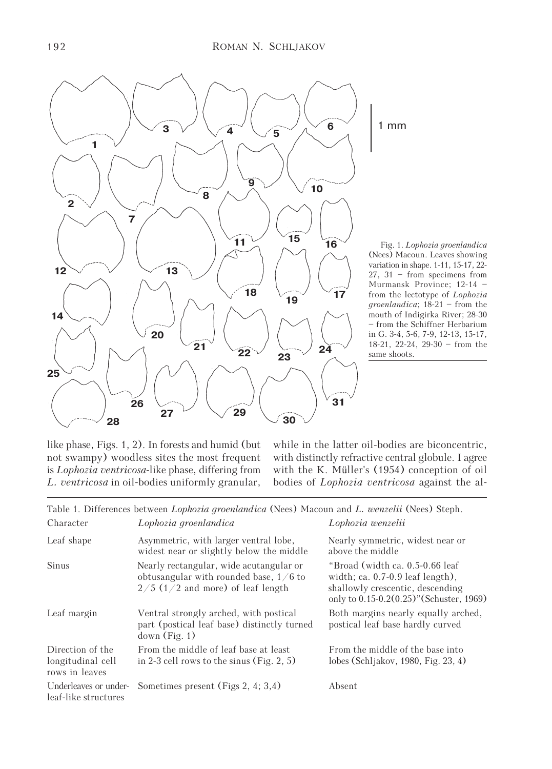Fig. 1. *Lophozia groenlandica* (Nees) Macoun. Leaves showing variation in shape. 1-11, 15-17, 22-27, 31 – from specimens from Murmansk Province; 12-14 – from the lectotype of *Lophozia groenlandica*; 18-21 – from the mouth of Indigirka River; 28-30 – from the Schiffner Herbarium in G. 3-4, 5-6, 7-9, 12-13, 15-17, 18-21, 22-24, 29-30 – from the same shoots.

like phase, Figs. 1, 2). In forests and humid (but not swampy) woodless sites the most frequent is *Lophozia ventricosa*-like phase, differing from *L. ventricosa* in oil-bodies uniformly granular, while in the latter oil-bodies are biconcentric, with distinctly refractive central globule. I agree with the K. Müller's (1954) conception of oil bodies of *Lophozia ventricosa* against the al-

Table 1. Differences between *Lophozia groenlandica* (Nees) Macoun and *L. wenzelii* (Nees) Steph.

| Character | *Lophozia groenlandica* | *Lophozia wenzelii* |
|---|---|---|
| Leaf shape | Asymmetric, with larger ventral lobe, widest near or slightly below the middle | Nearly symmetric, widest near or above the middle |
| Sinus | Nearly rectangular, wide acutangular or obtusangular with rounded base, 1/6 to 2/5 (1/2 and more) of leaf length | "Broad (width ca. 0.5-0.66 leaf width; ca. 0.7-0.9 leaf length), shallowly crescentic, descending only to 0.15-0.2(0.25)"(Schuster, 1969) |
| Leaf margin | Ventral strongly arched, with postical part (postical leaf base) distinctly turned down (Fig. 1) | Both margins nearly equally arched, postical leaf base hardly curved |
| Direction of the longitudinal cell rows in leaves | From the middle of leaf base at least in 2-3 cell rows to the sinus (Fig. 2, 5) | From the middle of the base into lobes (Schljakov, 1980, Fig. 23, 4) |
| Underleaves or underleaf-like structures | Sometimes present (Figs 2, 4; 3,4) | Absent |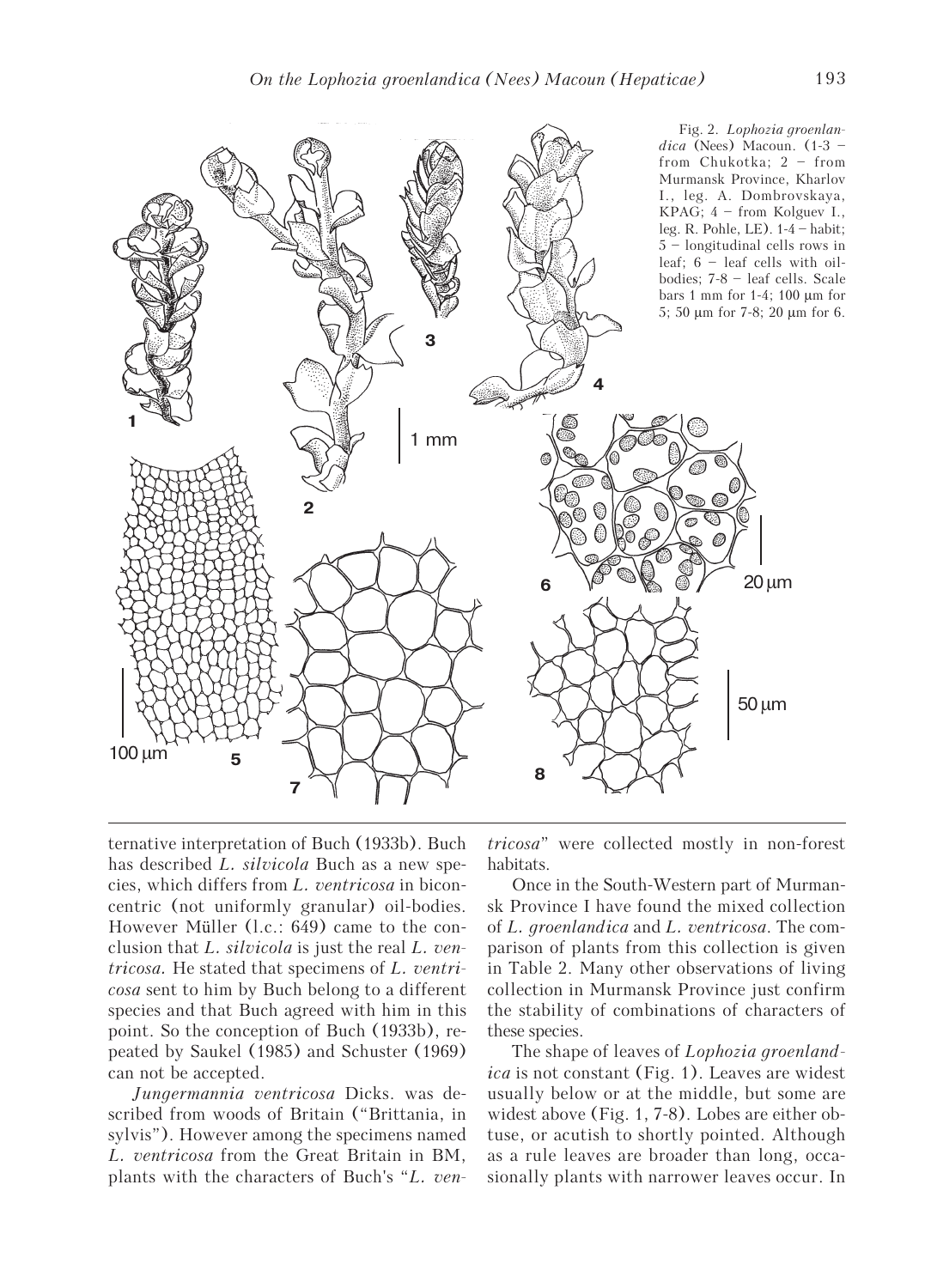Fig. 2. *Lophozia groenlandica* (Nees) Macoun. (1-3 – from Chukotka; 2 – from Murmansk Province, Kharlov I., leg. A. Dombrovskaya, KPAG; 4 – from Kolguev I., leg. R. Pohle, LE). 1-4 – habit; 5 – longitudinal cells rows in leaf; 6 – leaf cells with oil-bodies; 7-8 – leaf cells. Scale bars 1 mm for 1-4; 100 μm for 5; 50 μm for 7-8; 20 μm for 6.

ternative interpretation of Buch (1933b). Buch has described *L. silvicola* Buch as a new species, which differs from *L. ventricosa* in biconcentric (not uniformly granular) oil-bodies. However Müller (l.c.: 649) came to the conclusion that *L. silvicola* is just the real *L. ventricosa.* He stated that specimens of *L. ventricosa* sent to him by Buch belong to a different species and that Buch agreed with him in this point. So the conception of Buch (1933b), repeated by Saukel (1985) and Schuster (1969) can not be accepted.

*Jungermannia ventricosa* Dicks. was described from woods of Britain ("Brittania, in sylvis"). However among the specimens named *L. ventricosa* from the Great Britain in BM, plants with the characters of Buch's "*L. ventricosa*" were collected mostly in non-forest habitats.

Once in the South-Western part of Murmansk Province I have found the mixed collection of *L. groenlandica* and *L. ventricosa*. The comparison of plants from this collection is given in Table 2. Many other observations of living collection in Murmansk Province just confirm the stability of combinations of characters of these species.

The shape of leaves of *Lophozia groenlandica* is not constant (Fig. 1). Leaves are widest usually below or at the middle, but some are widest above (Fig. 1, 7-8). Lobes are either obtuse, or acutish to shortly pointed. Although as a rule leaves are broader than long, occasionally plants with narrower leaves occur. In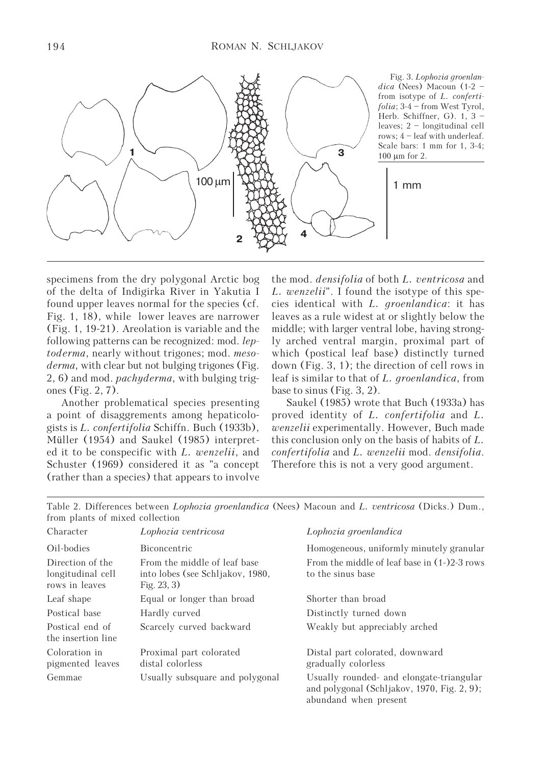Fig. 3. *Lophozia groenlandica* (Nees) Macoun (1-2 – from isotype of *L. confertifolia*; 3-4 – from West Tyrol, Herb. Schiffner, G). 1, 3 – leaves; 2 – longitudinal cell rows; 4 – leaf with underleaf. Scale bars: 1 mm for 1, 3-4; 100 μm for 2.

specimens from the dry polygonal Arctic bog of the delta of Indigirka River in Yakutia I found upper leaves normal for the species (cf. Fig. 1, 18), while lower leaves are narrower (Fig. 1, 19-21). Areolation is variable and the following patterns can be recognized: mod. *leptoderma*, nearly without trigones; mod. *mesoderma*, with clear but not bulging trigones (Fig. 2, 6) and mod. *pachyderma*, with bulging trigones (Fig. 2, 7).

Another problematical species presenting a point of disaggrements among hepaticologists is *L. confertifolia* Schiffn. Buch (1933b), Müller (1954) and Saukel (1985) interpreted it to be conspecific with *L. wenzelii*, and Schuster (1969) considered it as "a concept (rather than a species) that appears to involve the mod. *densifolia* of both *L. ventricosa* and *L. wenzelii*". I found the isotype of this species identical with *L. groenlandica*: it has leaves as a rule widest at or slightly below the middle; with larger ventral lobe, having strongly arched ventral margin, proximal part of which (postical leaf base) distinctly turned down (Fig. 3, 1); the direction of cell rows in leaf is similar to that of *L. groenlandica*, from base to sinus (Fig. 3, 2).

Saukel (1985) wrote that Buch (1933a) has proved identity of *L. confertifolia* and *L. wenzelii* experimentally. However, Buch made this conclusion only on the basis of habits of *L. confertifolia* and *L. wenzelii* mod. *densifolia*. Therefore this is not a very good argument.

Table 2. Differences between *Lophozia groenlandica* (Nees) Macoun and *L. ventricosa* (Dicks.) Dum., from plants of mixed collection

| Character | *Lophozia ventricosa* | *Lophozia groenlandica* |
|---|---|---|
| Oil-bodies | Biconcentric | Homogeneous, uniformly minutely granular |
| Direction of the longitudinal cell rows in leaves | From the middle of leaf base into lobes (see Schljakov, 1980, Fig. 23, 3) | From the middle of leaf base in (1-)2-3 rows to the sinus base |
| Leaf shape | Equal or longer than broad | Shorter than broad |
| Postical base | Hardly curved | Distinctly turned down |
| Postical end of the insertion line | Scarcely curved backward | Weakly but appreciably arched |
| Coloration in pigmented leaves | Proximal part colorated distal colorless | Distal part colorated, downward gradually colorless |
| Gemmae | Usually subsquare and polygonal | Usually rounded- and elongate-triangular and polygonal (Schljakov, 1970, Fig. 2, 9); abundand when present |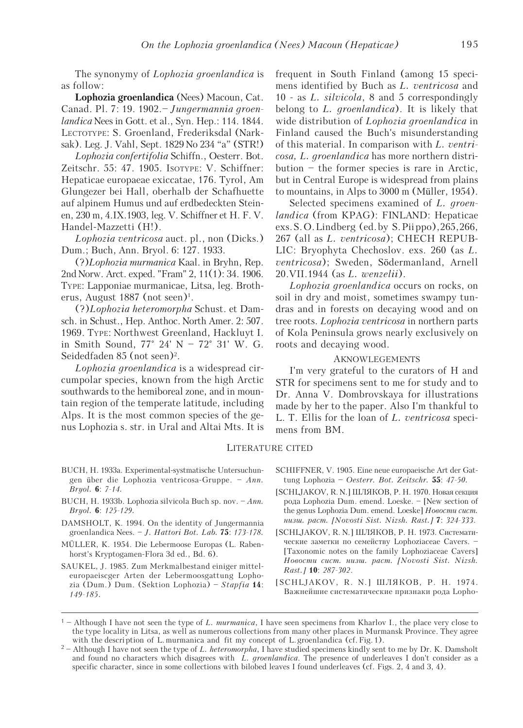The synonymy of *Lophozia groenlandica* is as follow:

**Lophozia groenlandica** (Nees) Macoun, Cat. Canad. Pl. 7: 19. 1902.– *Jungermannia groenlandica* Nees in Gott. et al., Syn. Hep.: 114. 1844. LECTOTYPE: S. Groenland, Frederiksdal (Narksak). Leg. J. Vahl, Sept. 1829 No 234 "a" (STR!)

*Lophozia confertifolia* Schiffn., Oesterr. Bot. Zeitschr. 55: 47. 1905. ISOTYPE: V. Schiffner: Hepaticae europaeae exiccatae, 176. Tyrol, Am Glungezer bei Hall, oberhalb der Schafhuette auf alpinem Humus und auf erdbedeckten Steinen, 230 m, 4.IX.1903, leg. V. Schiffner et H. F. V. Handel-Mazzetti (H!).

*Lophozia ventricosa* auct. pl., non (Dicks.) Dum.; Buch, Ann. Bryol. 6: 127. 1933.

(?)*Lophozia murmanica* Kaal. in Bryhn, Rep. 2nd Norw. Arct. exped. "Fram" 2, 11(1): 34. 1906. TYPE: Lapponiae murmanicae, Litsa, leg. Brotherus, August 1887 (not seen)[1].

(?)*Lophozia heteromorpha* Schust. et Damsch. in Schust., Hep. Anthoc. North Amer. 2: 507. 1969. TYPE: Northwest Greenland, Hackluyt I. in Smith Sound, 77° 24' N – 72° 31' W. G. Seidedfaden 85 (not seen)[2].

*Lophozia groenlandica* is a widespread circumpolar species, known from the high Arctic southwards to the hemiboreal zone, and in mountain region of the temperate latitude, including Alps. It is the most common species of the genus Lophozia s. str. in Ural and Altai Mts. It is frequent in South Finland (among 15 specimens identified by Buch as *L. ventricosa* and 10 - as *L. silvicola*, 8 and 5 correspondingly belong to *L. groenlandica*). It is likely that wide distribution of *Lophozia groenlandica* in Finland caused the Buch's misunderstanding of this material. In comparison with *L. ventricosa, L. groenlandica* has more northern distribution – the former species is rare in Arctic, but in Central Europe is widespread from plains to mountains, in Alps to 3000 m (Müller, 1954).

Selected specimens examined of *L. groenlandica* (from KPAG): FINLAND: Hepaticae exs. S. O. Lindberg (ed. by S. Piippo), 265, 266, 267 (all as *L. ventricosa*); CHECH REPUBLIC: Bryophyta Chechoslov. exs. 260 (as *L. ventricosa*); Sweden, Södermanland, Arnell 20.VII.1944 (as *L. wenzelii*).

*Lophozia groenlandica* occurs on rocks, on soil in dry and moist, sometimes swampy tundras and in forests on decaying wood and on tree roots. *Lophozia ventricosa* in northern parts of Kola Peninsula grows nearly exclusively on roots and decaying wood.

## AKNOWLEGEMENTS

I'm very grateful to the curators of H and STR for specimens sent to me for study and to Dr. Anna V. Dombrovskaya for illustrations made by her to the paper. Also I'm thankful to L. T. Ellis for the loan of *L. ventricosa* specimens from BM.

## LITERATURE CITED

BUCH, H. 1933a. Experimental-systmatische Untersuchungen über die Lophozia ventricosa-Gruppe. – *Ann. Bryol.* **6**: *7-14*.

BUCH, H. 1933b. Lophozia silvicola Buch sp. nov. – *Ann. Bryol.* **6**: *125-129*.

DAMSHOLT, K. 1994. On the identity of Jungermannia groenlandica Nees. – *J. Hattori Bot. Lab.* **75**: *173-178*.

MÜLLER, K. 1954. Die Lebermoose Europas (L. Rabenhorst's Kryptogamen-Flora 3d ed., Bd. 6).

SAUKEL, J. 1985. Zum Merkmalbestand einiger mitteleuropaeiscger Arten der Lebermoosgattung Lophozia (Dum.) Dum. (Sektion Lophozia) – *Stapfia* **14**: *149-185*.

SCHIFFNER, V. 1905. Eine neue europaeische Art der Gattung Lophozia – *Oesterr. Bot. Zeitschr.* **55**: *47-50*.

[SCHLJAKOV, R. N.] ШЛЯКОВ, Р. Н. 1970. Новая секция рода Lophozia Dum. emend. Loeske. – [New section of the genus Lophozia Dum. emend. Loeske] *Новости сист. низш. раст. [Novosti Sist. Nizsh. Rast.]* **7**: *324-333*.

[SCHLJAKOV, R. N.] ШЛЯКОВ, Р. Н. 1973. Систематические заметки по семейству Lophoziaceae Cavers. – [Taxonomic notes on the family Lophoziaceae Cavers] *Новости сист. низш. раст. [Novosti Sist. Nizsh. Rast.]* **10**: *287-302*.

[SCHLJAKOV, R. N.] ШЛЯКОВ, Р. Н. 1974. Важнейшие систематические признаки рода Lopho-

---

[1] – Although I have not seen the type of *L. murmanica*, I have seen specimens from Kharlov I., the place very close to the type locality in Litsa, as well as numerous collections from many other places in Murmansk Province. They agree with the description of L. murmanica and fit my concept of L. groenlandica (cf. Fig. 1).

[2] – Although I have not seen the type of *L. heteromorpha*, I have studied specimens kindly sent to me by Dr. K. Damsholt and found no characters which disagrees with *L. groenlandica*. The presence of underleaves I don't consider as a specific character, since in some collections with bilobed leaves I found underleaves (cf. Figs. 2, 4 and 3, 4).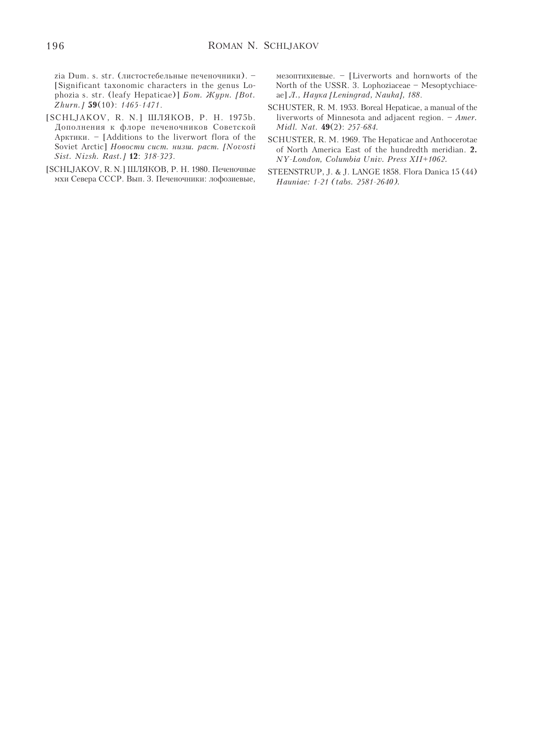zia Dum. s. str. (листостебельные печеночники). – [Significant taxonomic characters in the genus Lophozia s. str. (leafy Hepaticae)] *Бот. Журн. [Bot. Zhurn.]* **59**(10): *1465-1471*.

[SCHLJAKOV, R. N.] ШЛЯКОВ, Р. Н. 1975b. Дополнения к флоре печеночников Советской Арктики. – [Additions to the liverwort flora of the Soviet Arctic] *Новости сист. низш. раст. [Novosti Sist. Nizsh. Rast.]* **12**: *318-323*.

[SCHLJAKOV, R. N.] ШЛЯКОВ, Р. Н. 1980. Печеночные мхи Севера СССР. Вып. 3. Печеночники: лофозиевые, мезоптихиевые. – [Liverworts and hornworts of the North of the USSR. 3. Lophoziaceae – Mesoptychiaceae] *Л., Наука [Leningrad, Nauka], 188*.

SCHUSTER, R. M. 1953. Boreal Hepaticae, a manual of the liverworts of Minnesota and adjacent region. – *Amer. Midl. Nat.* **49**(2): *257-684*.

SCHUSTER, R. M. 1969. The Hepaticae and Anthocerotae of North America East of the hundredth meridian. **2.** *NY-London, Columbia Univ. Press XII+1062*.

STEENSTRUP, J. & J. LANGE 1858. Flora Danica 15 (44) *Hauniae: 1-21 (tabs. 2581-2640)*.